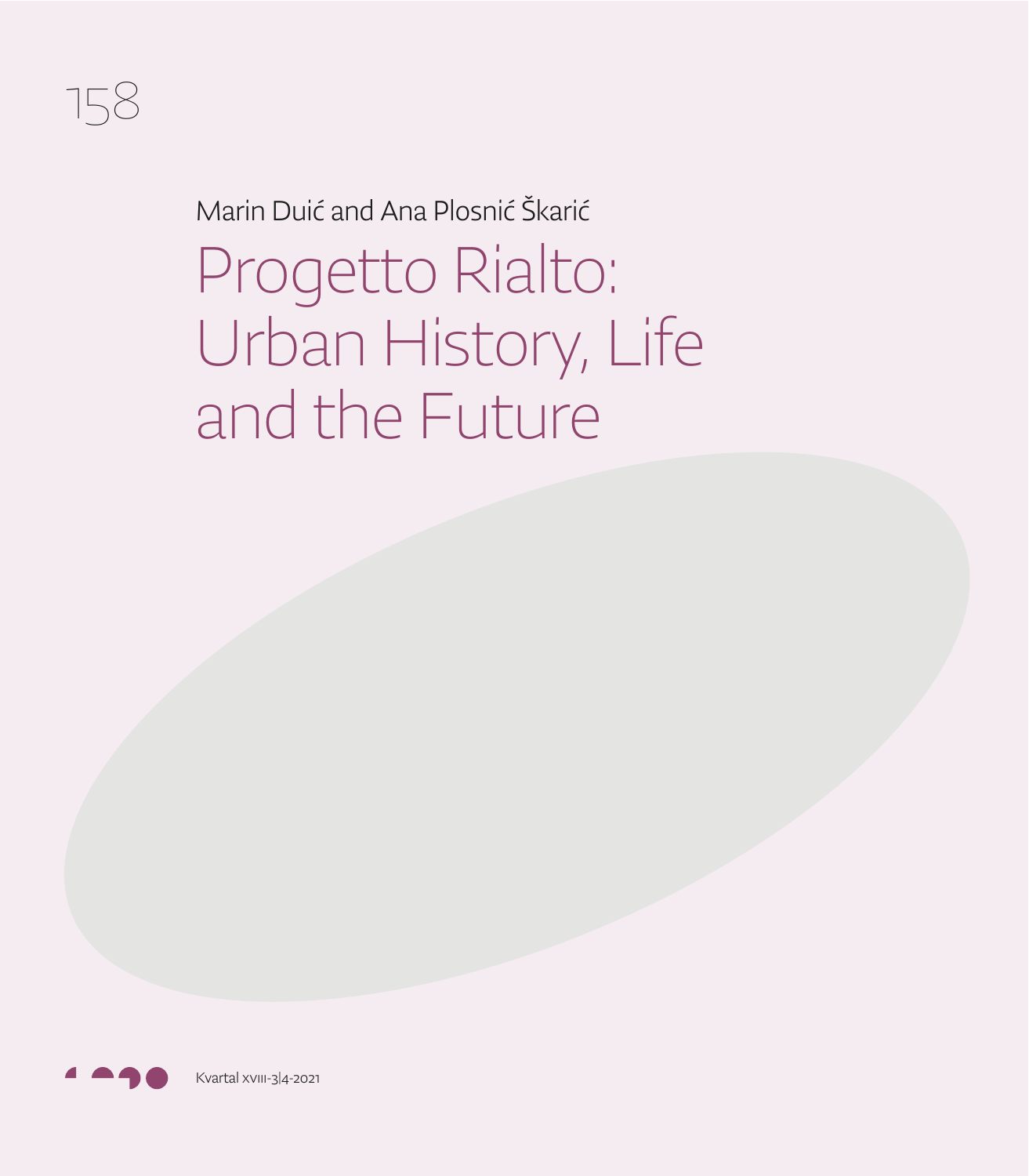Marin Duić and Ana Plosnić Škarić

# Progetto Rialto: Urban History, Life and the Future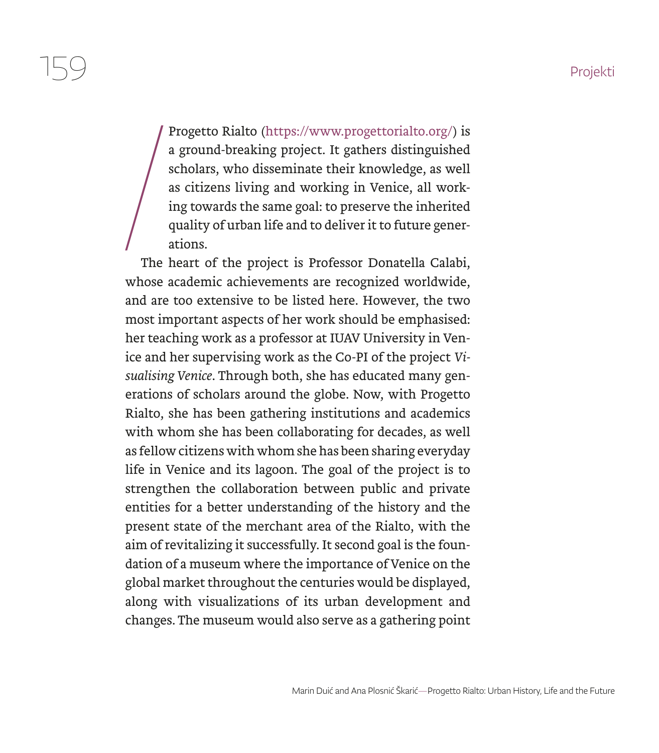Progetto Rialto (https://www.progettorialto.org/) is a ground-breaking project. It gathers distinguished scholars, who disseminate their knowledge, as well as citizens living and working in Venice, all working towards the same goal: to preserve the inherited quality of urban life and to deliver it to future generations.

The heart of the project is Professor Donatella Calabi, whose academic achievements are recognized worldwide, and are too extensive to be listed here. However, the two most important aspects of her work should be emphasised: her teaching work as a professor at IUAV University in Venice and her supervising work as the Co-PI of the project *Visualising Venice*. Through both, she has educated many generations of scholars around the globe. Now, with Progetto Rialto, she has been gathering institutions and academics with whom she has been collaborating for decades, as well as fellow citizens with whom she has been sharing everyday life in Venice and its lagoon. The goal of the project is to strengthen the collaboration between public and private entities for a better understanding of the history and the present state of the merchant area of the Rialto, with the aim of revitalizing it successfully. It second goal is the foundation of a museum where the importance of Venice on the global market throughout the centuries would be displayed, along with visualizations of its urban development and changes. The museum would also serve as a gathering point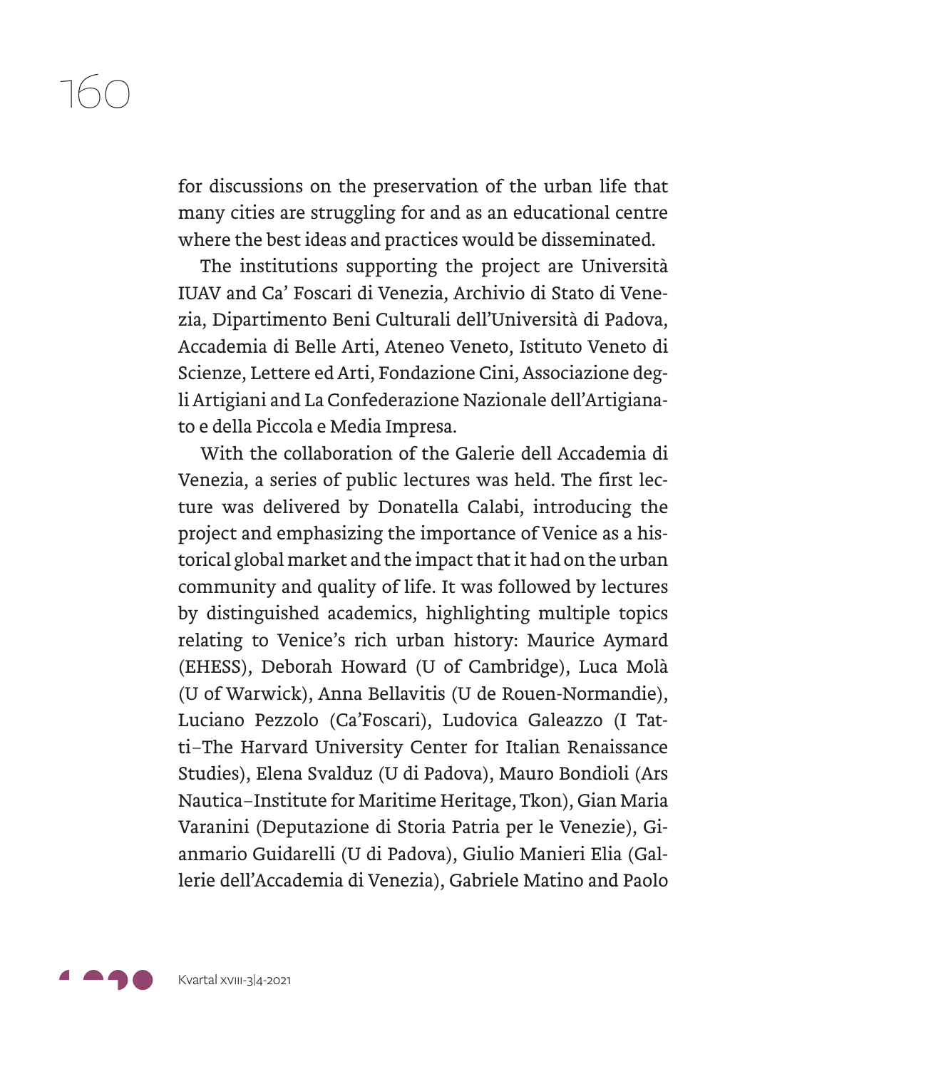for discussions on the preservation of the urban life that many cities are struggling for and as an educational centre where the best ideas and practices would be disseminated.

The institutions supporting the project are Università IUAV and Ca' Foscari di Venezia, Archivio di Stato di Venezia, Dipartimento Beni Culturali dell'Università di Padova, Accademia di Belle Arti, Ateneo Veneto, Istituto Veneto di Scienze, Lettere ed Arti, Fondazione Cini, Associazione degli Artigiani and La Confederazione Nazionale dell'Artigianato e della Piccola e Media Impresa.

With the collaboration of the Galerie dell Accademia di Venezia, a series of public lectures was held. The first lecture was delivered by Donatella Calabi, introducing the project and emphasizing the importance of Venice as a historical global market and the impact that it had on the urban community and quality of life. It was followed by lectures by distinguished academics, highlighting multiple topics relating to Venice's rich urban history: Maurice Aymard (EHESS), Deborah Howard (U of Cambridge), Luca Molà (U of Warwick), Anna Bellavitis (U de Rouen-Normandie), Luciano Pezzolo (Ca'Foscari), Ludovica Galeazzo (I Tatti–The Harvard University Center for Italian Renaissance Studies), Elena Svalduz (U di Padova), Mauro Bondioli (Ars Nautica–Institute for Maritime Heritage, Tkon), Gian Maria Varanini (Deputazione di Storia Patria per le Venezie), Gianmario Guidarelli (U di Padova), Giulio Manieri Elia (Gallerie dell'Accademia di Venezia), Gabriele Matino and Paolo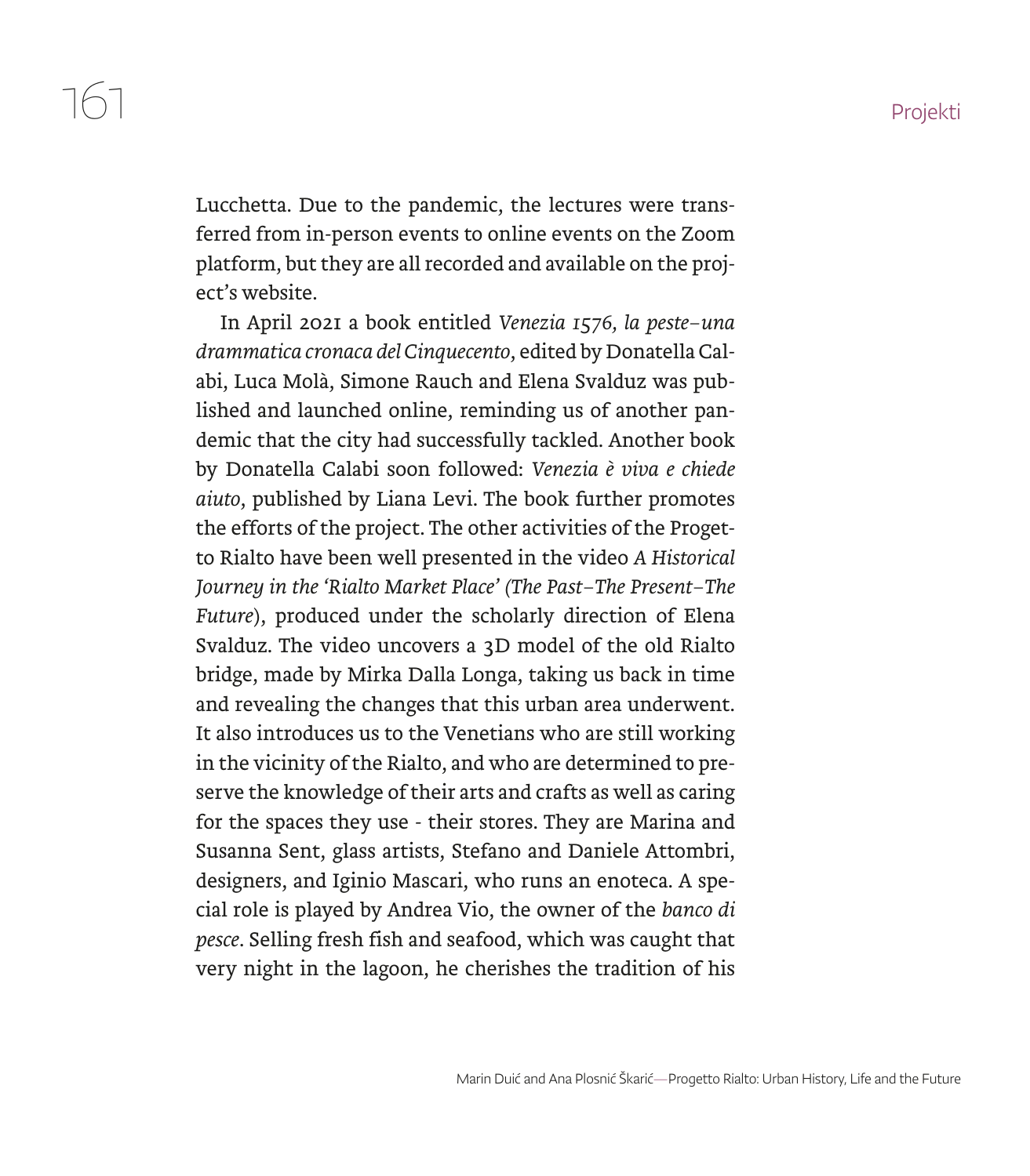Lucchetta. Due to the pandemic, the lectures were transferred from in-person events to online events on the Zoom platform, but they are all recorded and available on the project's website.

In April 2021 a book entitled *Venezia 1576, la peste–una drammatica cronaca del Cinquecento*, edited by Donatella Calabi, Luca Molà, Simone Rauch and Elena Svalduz was published and launched online, reminding us of another pandemic that the city had successfully tackled. Another book by Donatella Calabi soon followed: *Venezia è viva e chiede aiuto*, published by Liana Levi. The book further promotes the efforts of the project. The other activities of the Progetto Rialto have been well presented in the video *A Historical Journey in the 'Rialto Market Place' (The Past–The Present–The Future)*, produced under the scholarly direction of Elena Svalduz. The video uncovers a 3D model of the old Rialto bridge, made by Mirka Dalla Longa, taking us back in time and revealing the changes that this urban area underwent. It also introduces us to the Venetians who are still working in the vicinity of the Rialto, and who are determined to preserve the knowledge of their arts and crafts as well as caring for the spaces they use - their stores. They are Marina and Susanna Sent, glass artists, Stefano and Daniele Attombri, designers, and Iginio Mascari, who runs an enoteca. A special role is played by Andrea Vio, the owner of the *banco di pesce*. Selling fresh fish and seafood, which was caught that very night in the lagoon, he cherishes the tradition of his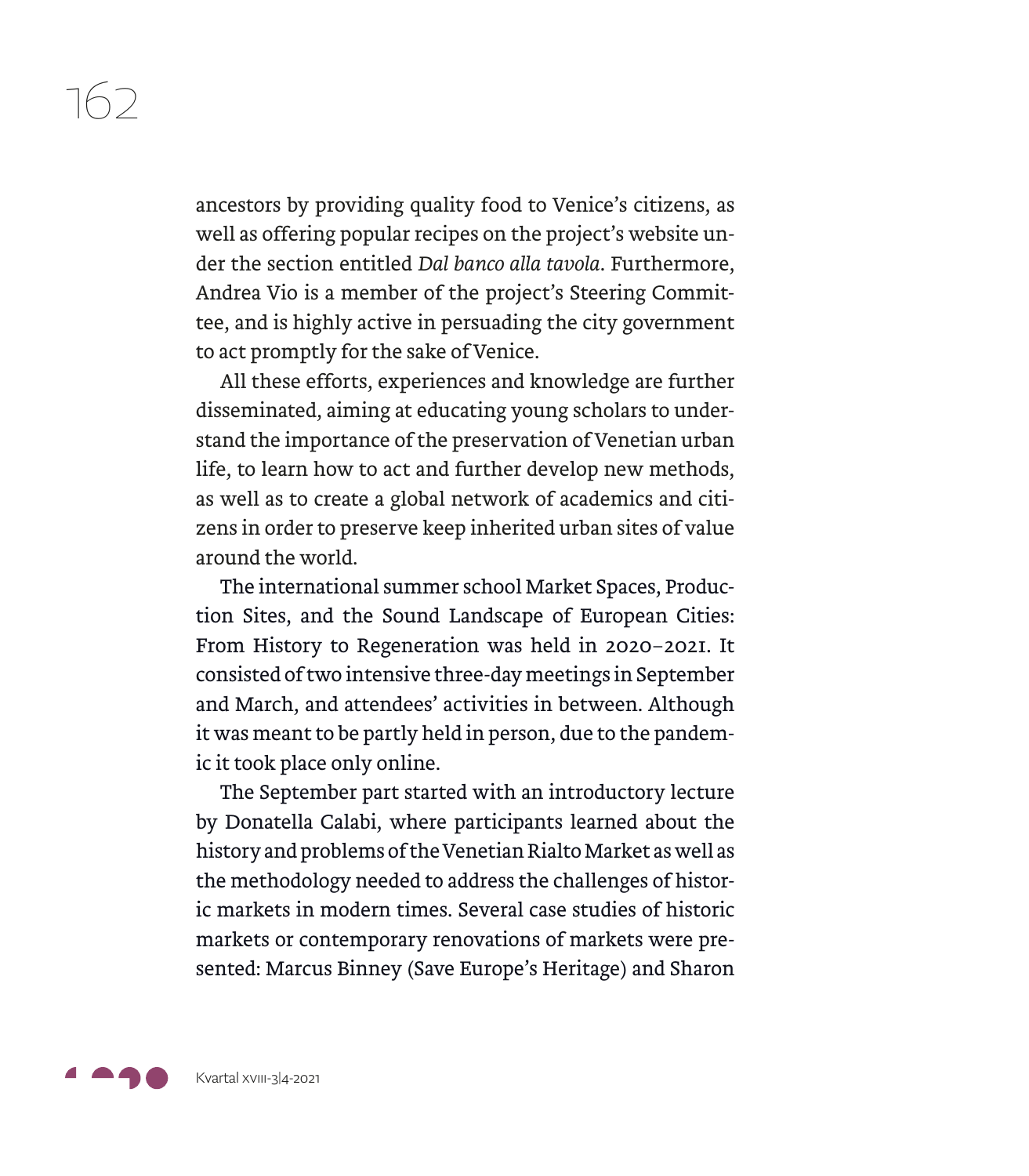ancestors by providing quality food to Venice's citizens, as well as offering popular recipes on the project's website under the section entitled *Dal banco alla tavola*. Furthermore, Andrea Vio is a member of the project's Steering Committee, and is highly active in persuading the city government to act promptly for the sake of Venice.

All these efforts, experiences and knowledge are further disseminated, aiming at educating young scholars to understand the importance of the preservation of Venetian urban life, to learn how to act and further develop new methods, as well as to create a global network of academics and citizens in order to preserve keep inherited urban sites of value around the world.

The international summer school Market Spaces, Production Sites, and the Sound Landscape of European Cities: From History to Regeneration was held in 2020–2021. It consisted of two intensive three-day meetings in September and March, and attendees' activities in between. Although it was meant to be partly held in person, due to the pandemic it took place only online.

The September part started with an introductory lecture by Donatella Calabi, where participants learned about the history and problems of the Venetian Rialto Market as well as the methodology needed to address the challenges of historic markets in modern times. Several case studies of historic markets or contemporary renovations of markets were presented: Marcus Binney (Save Europe's Heritage) and Sharon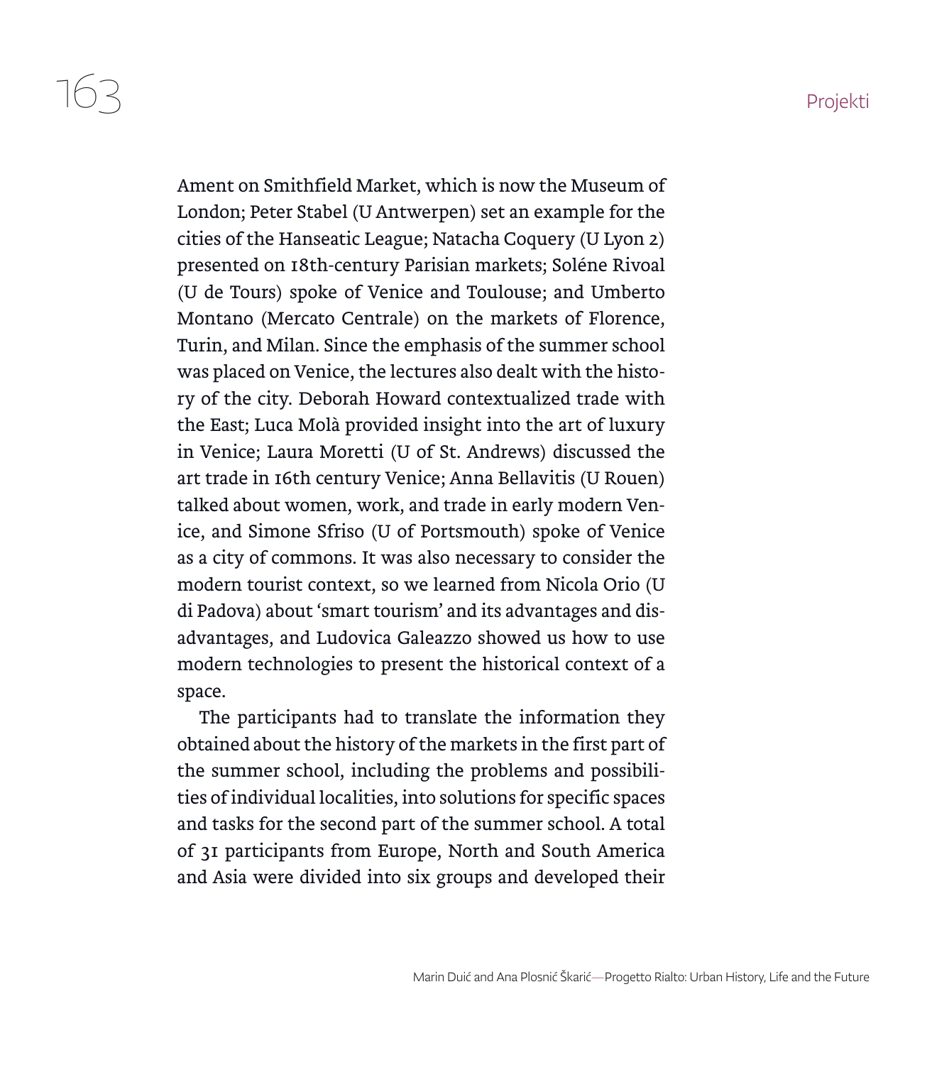Ament on Smithfield Market, which is now the Museum of London; Peter Stabel (U Antwerpen) set an example for the cities of the Hanseatic League; Natacha Coquery (U Lyon 2) presented on 18th-century Parisian markets; Soléne Rivoal (U de Tours) spoke of Venice and Toulouse; and Umberto Montano (Mercato Centrale) on the markets of Florence, Turin, and Milan. Since the emphasis of the summer school was placed on Venice, the lectures also dealt with the history of the city. Deborah Howard contextualized trade with the East; Luca Molà provided insight into the art of luxury in Venice; Laura Moretti (U of St. Andrews) discussed the art trade in 16th century Venice; Anna Bellavitis (U Rouen) talked about women, work, and trade in early modern Venice, and Simone Sfriso (U of Portsmouth) spoke of Venice as a city of commons. It was also necessary to consider the modern tourist context, so we learned from Nicola Orio (U di Padova) about 'smart tourism' and its advantages and disadvantages, and Ludovica Galeazzo showed us how to use modern technologies to present the historical context of a space.

The participants had to translate the information they obtained about the history of the markets in the first part of the summer school, including the problems and possibilities of individual localities, into solutions for specific spaces and tasks for the second part of the summer school. A total of 31 participants from Europe, North and South America and Asia were divided into six groups and developed their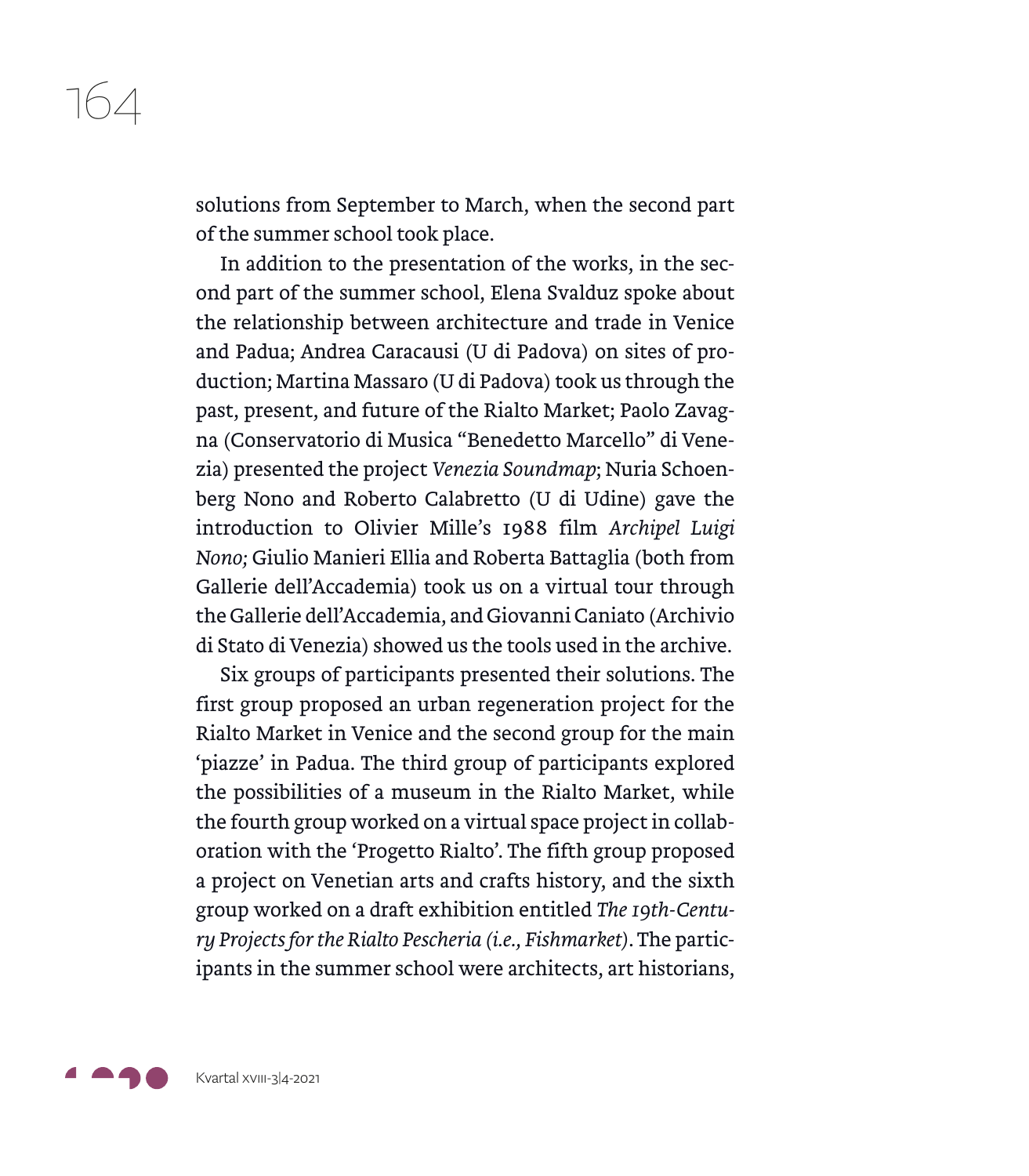solutions from September to March, when the second part of the summer school took place.

In addition to the presentation of the works, in the second part of the summer school, Elena Svalduz spoke about the relationship between architecture and trade in Venice and Padua; Andrea Caracausi (U di Padova) on sites of production; Martina Massaro (U di Padova) took us through the past, present, and future of the Rialto Market; Paolo Zavagna (Conservatorio di Musica "Benedetto Marcello" di Venezia) presented the project *Venezia Soundmap*; Nuria Schoenberg Nono and Roberto Calabretto (U di Udine) gave the introduction to Olivier Mille's 1988 film *Archipel Luigi Nono;* Giulio Manieri Ellia and Roberta Battaglia (both from Gallerie dell'Accademia) took us on a virtual tour through the Gallerie dell'Accademia, and Giovanni Caniato (Archivio di Stato di Venezia) showed us the tools used in the archive.

Six groups of participants presented their solutions. The first group proposed an urban regeneration project for the Rialto Market in Venice and the second group for the main 'piazze' in Padua. The third group of participants explored the possibilities of a museum in the Rialto Market, while the fourth group worked on a virtual space project in collaboration with the 'Progetto Rialto'. The fifth group proposed a project on Venetian arts and crafts history, and the sixth group worked on a draft exhibition entitled *The 19th-Century Projects for the Rialto Pescheria (i.e., Fishmarket)*. The participants in the summer school were architects, art historians,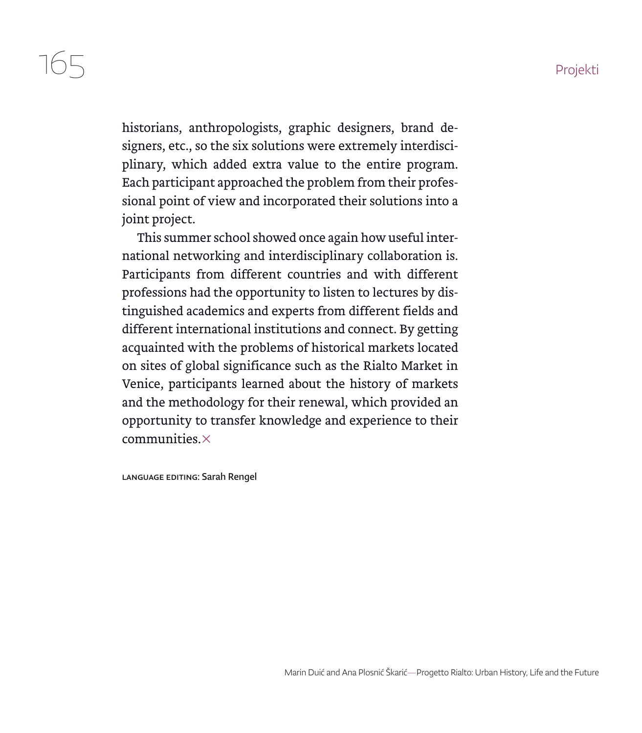historians, anthropologists, graphic designers, brand designers, etc., so the six solutions were extremely interdisciplinary, which added extra value to the entire program. Each participant approached the problem from their professional point of view and incorporated their solutions into a joint project.

This summer school showed once again how useful international networking and interdisciplinary collaboration is. Participants from different countries and with different professions had the opportunity to listen to lectures by distinguished academics and experts from different fields and different international institutions and connect. By getting acquainted with the problems of historical markets located on sites of global significance such as the Rialto Market in Venice, participants learned about the history of markets and the methodology for their renewal, which provided an opportunity to transfer knowledge and experience to their communities.×

LANGUAGE EDITING: Sarah Rengel